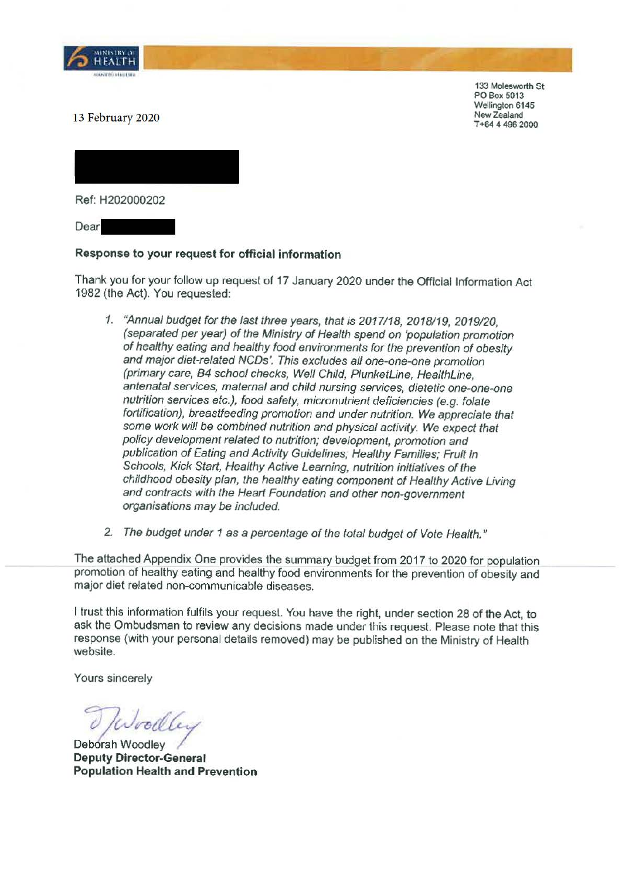MINISTRY OF HEALTH
MANATŪ HAUORA

133 Molesworth St
PO Box 5013
Wellington 6145
New Zealand
T+64 4 496 2000

13 February 2020

Ref: H202000202

Dear

**Response to your request for official information**

Thank you for your follow up request of 17 January 2020 under the Official Information Act 1982 (the Act). You requested:

1. *"Annual budget for the last three years, that is 2017/18, 2018/19, 2019/20, (separated per year) of the Ministry of Health spend on 'population promotion of healthy eating and healthy food environments for the prevention of obesity and major diet-related NCDs'. This excludes all one-one-one promotion (primary care, B4 school checks, Well Child, PlunketLine, HealthLine, antenatal services, maternal and child nursing services, dietetic one-one-one nutrition services etc.), food safety, micronutrient deficiencies (e.g. folate fortification), breastfeeding promotion and under nutrition. We appreciate that some work will be combined nutrition and physical activity. We expect that policy development related to nutrition; development, promotion and publication of Eating and Activity Guidelines; Healthy Families; Fruit in Schools, Kick Start, Healthy Active Learning, nutrition initiatives of the childhood obesity plan, the healthy eating component of Healthy Active Living and contracts with the Heart Foundation and other non-government organisations may be included.*

2. *The budget under 1 as a percentage of the total budget of Vote Health."*

The attached Appendix One provides the summary budget from 2017 to 2020 for population promotion of healthy eating and healthy food environments for the prevention of obesity and major diet related non-communicable diseases.

I trust this information fulfils your request. You have the right, under section 28 of the Act, to ask the Ombudsman to review any decisions made under this request. Please note that this response (with your personal details removed) may be published on the Ministry of Health website.

Yours sincerely

Deborah Woodley
**Deputy Director-General**
**Population Health and Prevention**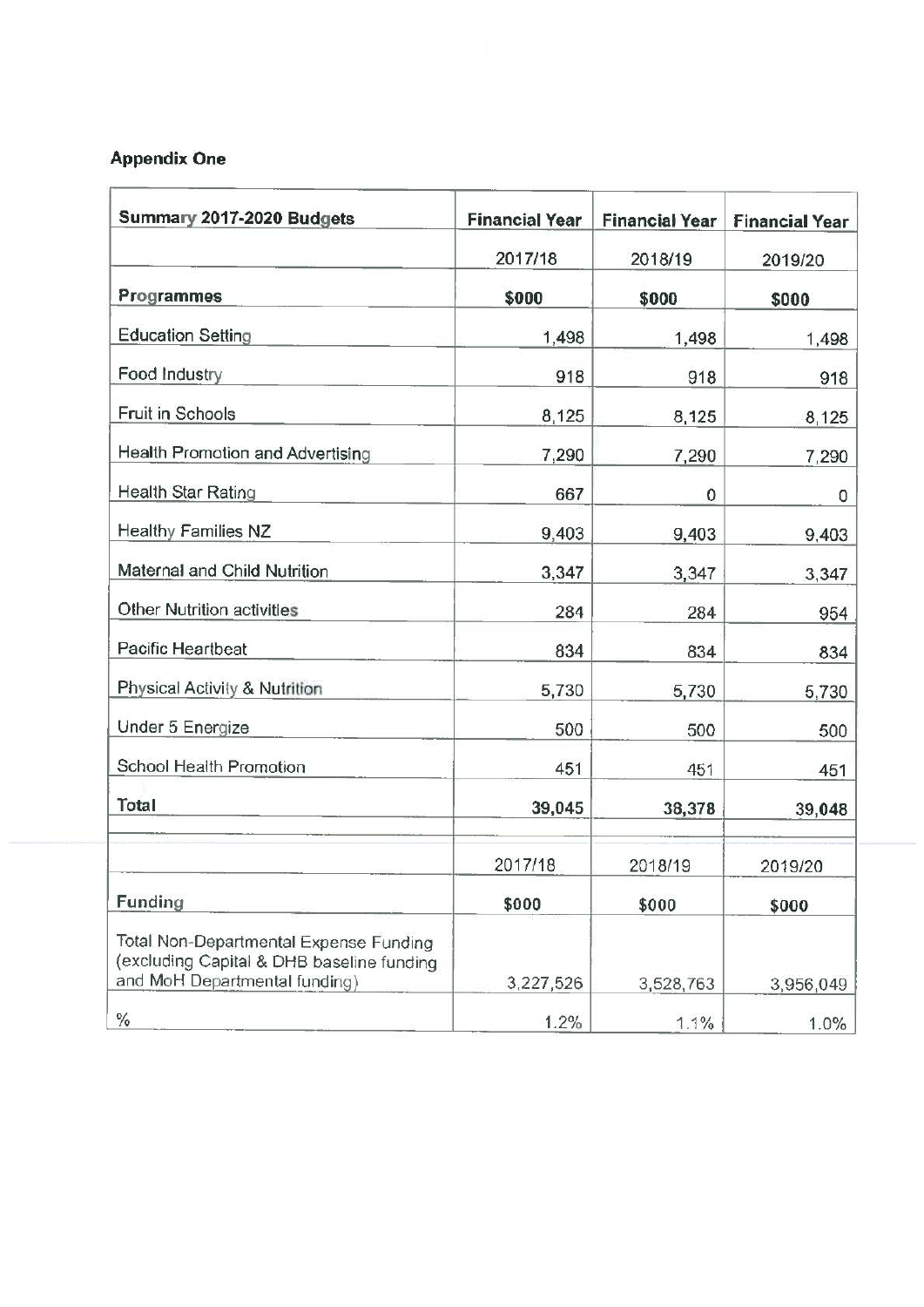**Appendix One**

| Summary 2017-2020 Budgets | Financial Year | Financial Year | Financial Year |
|---|---|---|---|
| | 2017/18 | 2018/19 | 2019/20 |
| **Programmes** | **$000** | **$000** | **$000** |
| Education Setting | 1,498 | 1,498 | 1,498 |
| Food Industry | 918 | 918 | 918 |
| Fruit in Schools | 8,125 | 8,125 | 8,125 |
| Health Promotion and Advertising | 7,290 | 7,290 | 7,290 |
| Health Star Rating | 667 | 0 | 0 |
| Healthy Families NZ | 9,403 | 9,403 | 9,403 |
| Maternal and Child Nutrition | 3,347 | 3,347 | 3,347 |
| Other Nutrition activities | 284 | 284 | 954 |
| Pacific Heartbeat | 834 | 834 | 834 |
| Physical Activity & Nutrition | 5,730 | 5,730 | 5,730 |
| Under 5 Energize | 500 | 500 | 500 |
| School Health Promotion | 451 | 451 | 451 |
| **Total** | **39,045** | **38,378** | **39,048** |
| | | | |
| | 2017/18 | 2018/19 | 2019/20 |
| **Funding** | **$000** | **$000** | **$000** |
| Total Non-Departmental Expense Funding (excluding Capital & DHB baseline funding and MoH Departmental funding) | 3,227,526 | 3,528,763 | 3,956,049 |
| % | 1.2% | 1.1% | 1.0% |